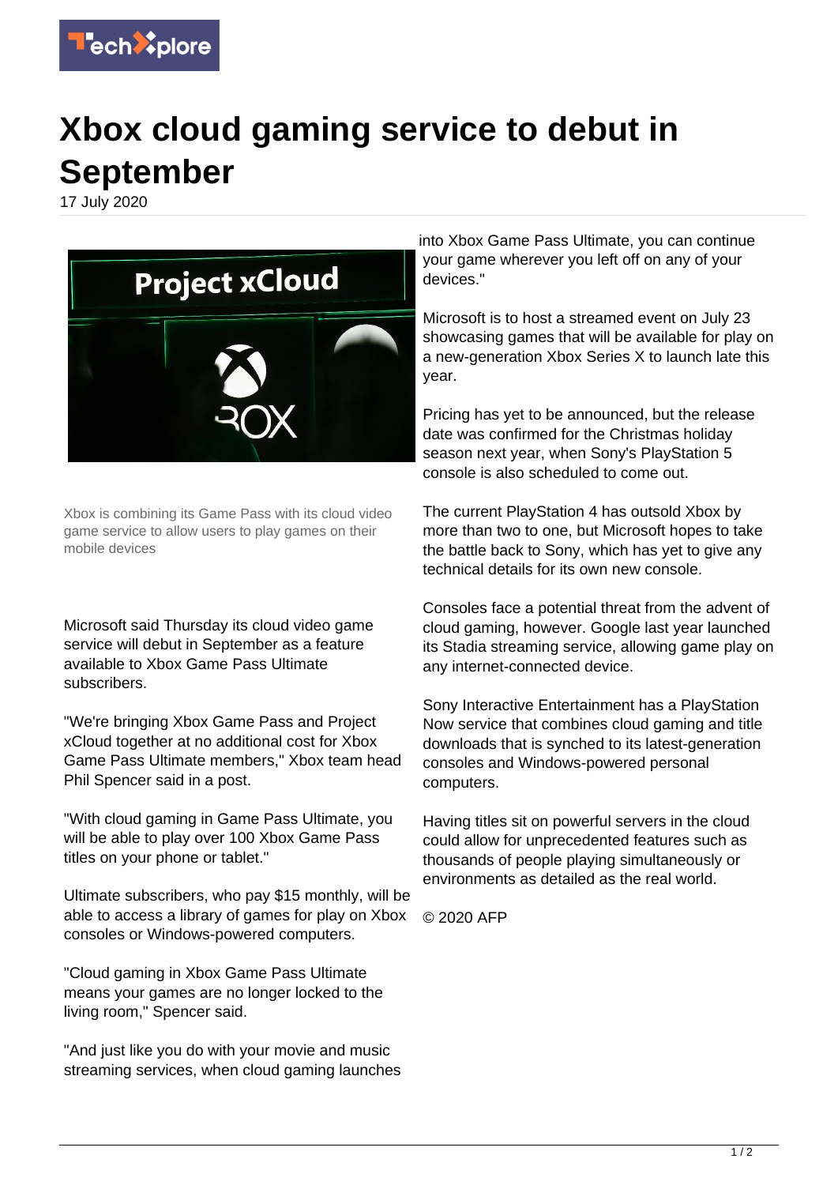# Xbox cloud gaming service to debut in September

17 July 2020

Xbox is combining its Game Pass with its cloud video game service to allow users to play games on their mobile devices

Microsoft said Thursday its cloud video game service will debut in September as a feature available to Xbox Game Pass Ultimate subscribers.

"We're bringing Xbox Game Pass and Project xCloud together at no additional cost for Xbox Game Pass Ultimate members," Xbox team head Phil Spencer said in a post.

"With cloud gaming in Game Pass Ultimate, you will be able to play over 100 Xbox Game Pass titles on your phone or tablet."

Ultimate subscribers, who pay $15 monthly, will be able to access a library of games for play on Xbox consoles or Windows-powered computers.

"Cloud gaming in Xbox Game Pass Ultimate means your games are no longer locked to the living room," Spencer said.

"And just like you do with your movie and music streaming services, when cloud gaming launches into Xbox Game Pass Ultimate, you can continue your game wherever you left off on any of your devices."

Microsoft is to host a streamed event on July 23 showcasing games that will be available for play on a new-generation Xbox Series X to launch late this year.

Pricing has yet to be announced, but the release date was confirmed for the Christmas holiday season next year, when Sony's PlayStation 5 console is also scheduled to come out.

The current PlayStation 4 has outsold Xbox by more than two to one, but Microsoft hopes to take the battle back to Sony, which has yet to give any technical details for its own new console.

Consoles face a potential threat from the advent of cloud gaming, however. Google last year launched its Stadia streaming service, allowing game play on any internet-connected device.

Sony Interactive Entertainment has a PlayStation Now service that combines cloud gaming and title downloads that is synched to its latest-generation consoles and Windows-powered personal computers.

Having titles sit on powerful servers in the cloud could allow for unprecedented features such as thousands of people playing simultaneously or environments as detailed as the real world.

© 2020 AFP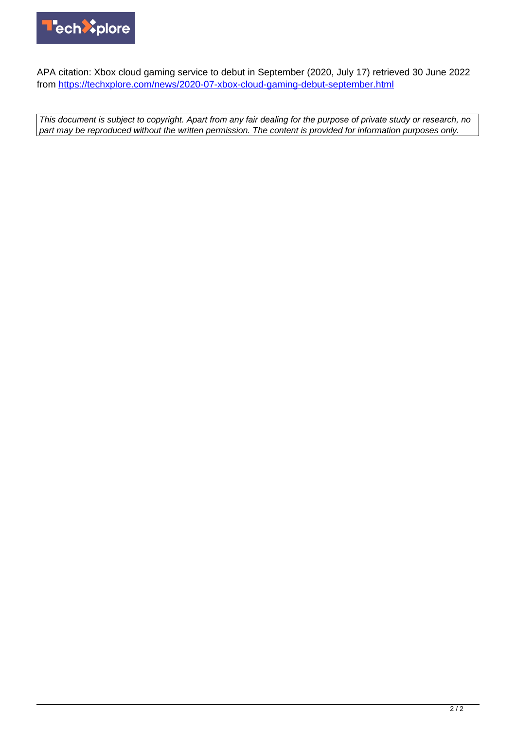APA citation: Xbox cloud gaming service to debut in September (2020, July 17) retrieved 30 June 2022 from https://techxplore.com/news/2020-07-xbox-cloud-gaming-debut-september.html

*This document is subject to copyright. Apart from any fair dealing for the purpose of private study or research, no part may be reproduced without the written permission. The content is provided for information purposes only.*